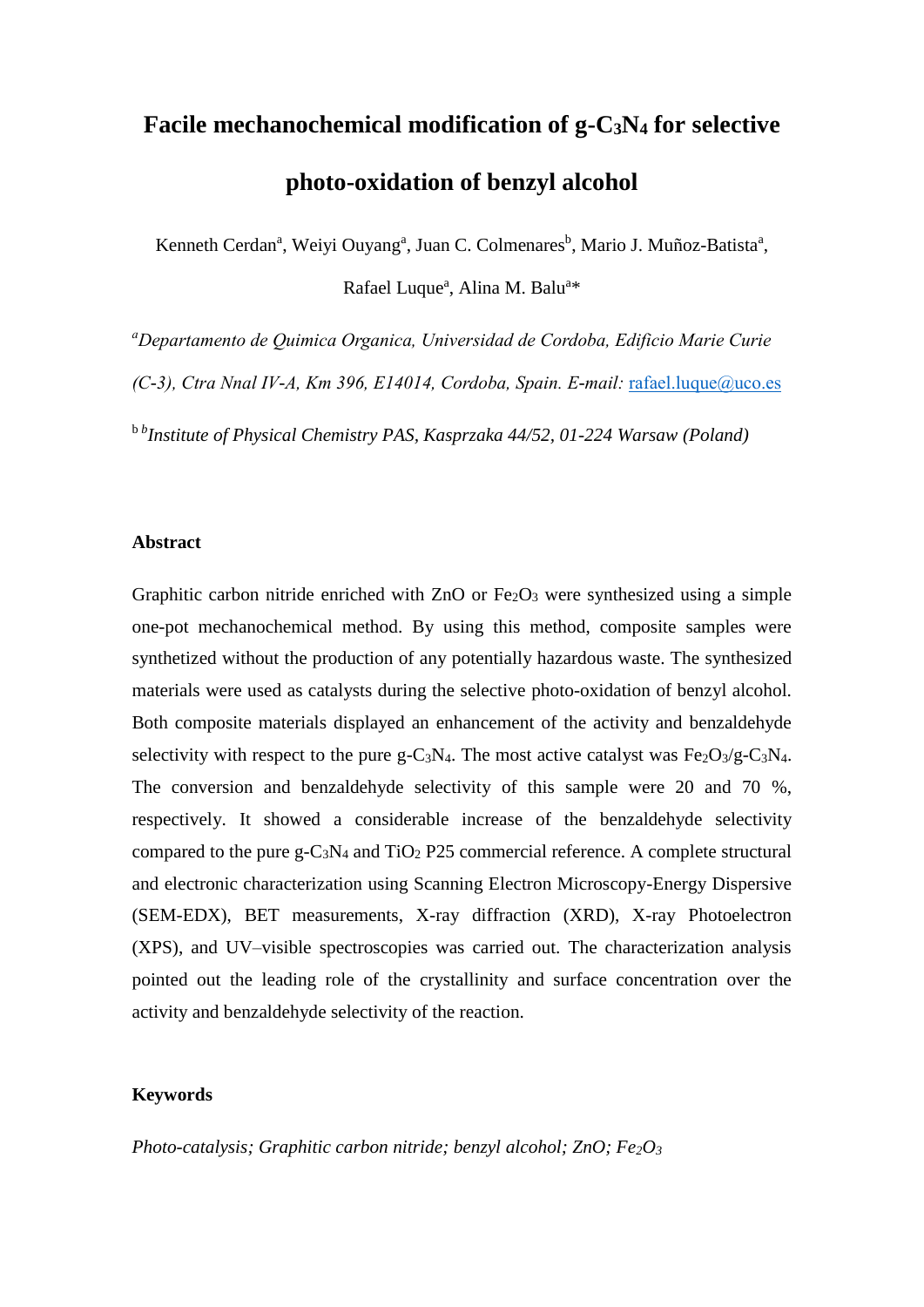# Facile mechanochemical modification of $g\text{-}C_3N_4$ for selective photo-oxidation of benzyl alcohol

Kenneth Cerdan[a], Weiyi Ouyang[a], Juan C. Colmenares[b], Mario J. Muñoz-Batista[a], Rafael Luque[a], Alina M. Balu[a]*

[a] *Departamento de Quimica Organica, Universidad de Cordoba, Edificio Marie Curie (C-3), Ctra Nnal IV-A, Km 396, E14014, Cordoba, Spain. E-mail:* rafael.luque@uco.es

[b] *Institute of Physical Chemistry PAS, Kasprzaka 44/52, 01-224 Warsaw (Poland)*

## Abstract

Graphitic carbon nitride enriched with ZnO or $Fe_2O_3$ were synthesized using a simple one-pot mechanochemical method. By using this method, composite samples were synthetized without the production of any potentially hazardous waste. The synthesized materials were used as catalysts during the selective photo-oxidation of benzyl alcohol. Both composite materials displayed an enhancement of the activity and benzaldehyde selectivity with respect to the pure $g\text{-}C_3N_4$. The most active catalyst was $Fe_2O_3/g\text{-}C_3N_4$. The conversion and benzaldehyde selectivity of this sample were 20 and 70 %, respectively. It showed a considerable increase of the benzaldehyde selectivity compared to the pure $g\text{-}C_3N_4$ and $TiO_2$ P25 commercial reference. A complete structural and electronic characterization using Scanning Electron Microscopy-Energy Dispersive (SEM-EDX), BET measurements, X-ray diffraction (XRD), X-ray Photoelectron (XPS), and UV–visible spectroscopies was carried out. The characterization analysis pointed out the leading role of the crystallinity and surface concentration over the activity and benzaldehyde selectivity of the reaction.

## Keywords

*Photo-catalysis; Graphitic carbon nitride; benzyl alcohol; ZnO;* $Fe_2O_3$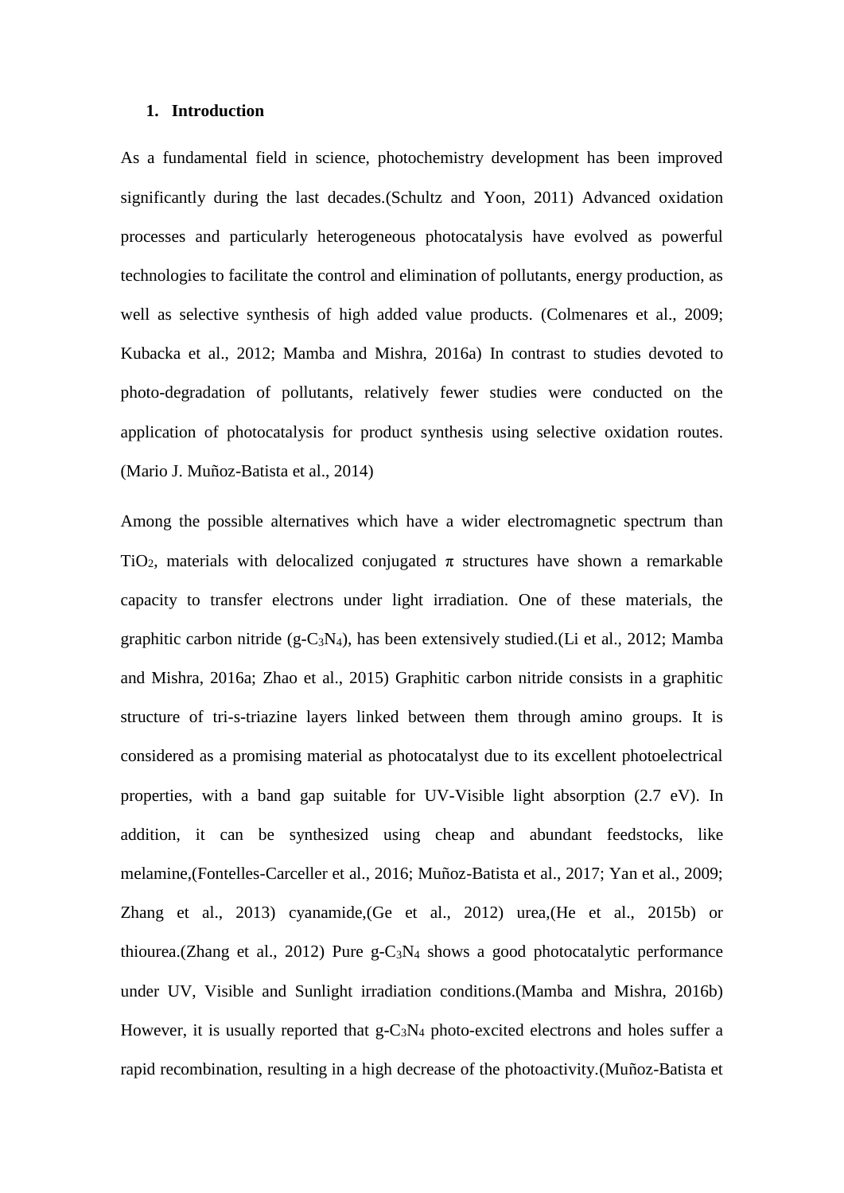## 1. Introduction

As a fundamental field in science, photochemistry development has been improved significantly during the last decades.(Schultz and Yoon, 2011) Advanced oxidation processes and particularly heterogeneous photocatalysis have evolved as powerful technologies to facilitate the control and elimination of pollutants, energy production, as well as selective synthesis of high added value products. (Colmenares et al., 2009; Kubacka et al., 2012; Mamba and Mishra, 2016a) In contrast to studies devoted to photo-degradation of pollutants, relatively fewer studies were conducted on the application of photocatalysis for product synthesis using selective oxidation routes. (Mario J. Muñoz-Batista et al., 2014)

Among the possible alternatives which have a wider electromagnetic spectrum than $TiO_2$, materials with delocalized conjugated $\pi$ structures have shown a remarkable capacity to transfer electrons under light irradiation. One of these materials, the graphitic carbon nitride (g-$C_3N_4$), has been extensively studied.(Li et al., 2012; Mamba and Mishra, 2016a; Zhao et al., 2015) Graphitic carbon nitride consists in a graphitic structure of tri-s-triazine layers linked between them through amino groups. It is considered as a promising material as photocatalyst due to its excellent photoelectrical properties, with a band gap suitable for UV-Visible light absorption (2.7 eV). In addition, it can be synthesized using cheap and abundant feedstocks, like melamine,(Fontelles-Carceller et al., 2016; Muñoz-Batista et al., 2017; Yan et al., 2009; Zhang et al., 2013) cyanamide,(Ge et al., 2012) urea,(He et al., 2015b) or thiourea.(Zhang et al., 2012) Pure g-$C_3N_4$ shows a good photocatalytic performance under UV, Visible and Sunlight irradiation conditions.(Mamba and Mishra, 2016b) However, it is usually reported that g-$C_3N_4$ photo-excited electrons and holes suffer a rapid recombination, resulting in a high decrease of the photoactivity.(Muñoz-Batista et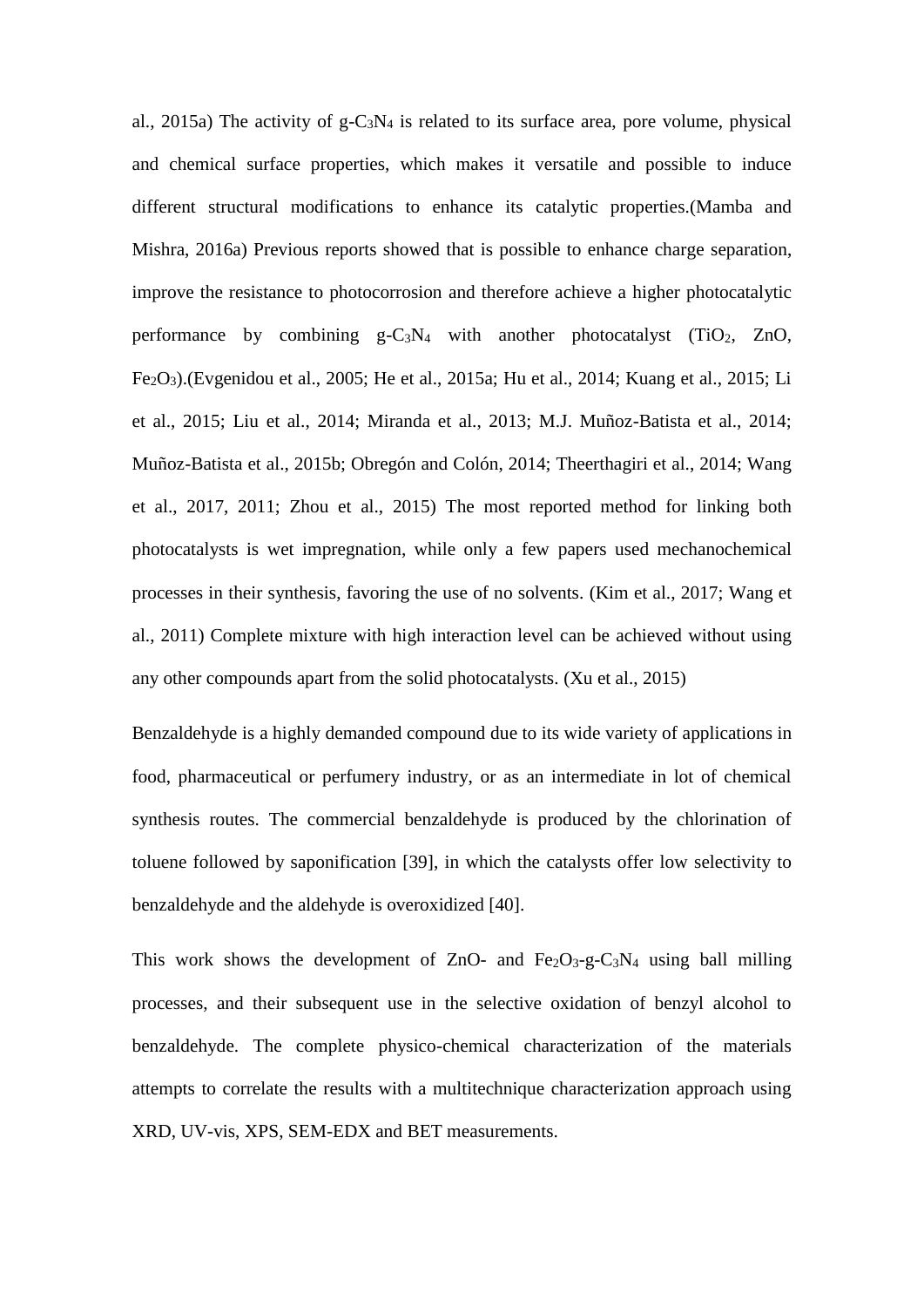al., 2015a) The activity of $g-C_3N_4$ is related to its surface area, pore volume, physical and chemical surface properties, which makes it versatile and possible to induce different structural modifications to enhance its catalytic properties.(Mamba and Mishra, 2016a) Previous reports showed that is possible to enhance charge separation, improve the resistance to photocorrosion and therefore achieve a higher photocatalytic performance by combining $g-C_3N_4$ with another photocatalyst ($TiO_2$, ZnO, $Fe_2O_3$).(Evgenidou et al., 2005; He et al., 2015a; Hu et al., 2014; Kuang et al., 2015; Li et al., 2015; Liu et al., 2014; Miranda et al., 2013; M.J. Muñoz-Batista et al., 2014; Muñoz-Batista et al., 2015b; Obregón and Colón, 2014; Theerthagiri et al., 2014; Wang et al., 2017, 2011; Zhou et al., 2015) The most reported method for linking both photocatalysts is wet impregnation, while only a few papers used mechanochemical processes in their synthesis, favoring the use of no solvents. (Kim et al., 2017; Wang et al., 2011) Complete mixture with high interaction level can be achieved without using any other compounds apart from the solid photocatalysts. (Xu et al., 2015)

Benzaldehyde is a highly demanded compound due to its wide variety of applications in food, pharmaceutical or perfumery industry, or as an intermediate in lot of chemical synthesis routes. The commercial benzaldehyde is produced by the chlorination of toluene followed by saponification [39], in which the catalysts offer low selectivity to benzaldehyde and the aldehyde is overoxidized [40].

This work shows the development of ZnO- and $Fe_2O_3$-$g-C_3N_4$ using ball milling processes, and their subsequent use in the selective oxidation of benzyl alcohol to benzaldehyde. The complete physico-chemical characterization of the materials attempts to correlate the results with a multitechnique characterization approach using XRD, UV-vis, XPS, SEM-EDX and BET measurements.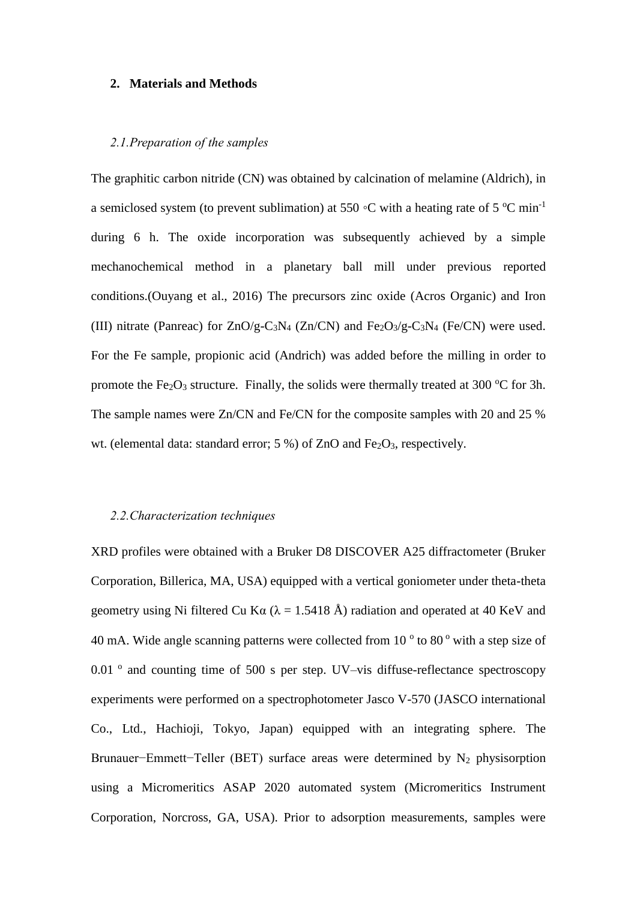## 2. Materials and Methods

### *2.1.Preparation of the samples*

The graphitic carbon nitride (CN) was obtained by calcination of melamine (Aldrich), in a semiclosed system (to prevent sublimation) at 550 ◦C with a heating rate of 5 $^{o}$C min$^{-1}$ during 6 h. The oxide incorporation was subsequently achieved by a simple mechanochemical method in a planetary ball mill under previous reported conditions.(Ouyang et al., 2016) The precursors zinc oxide (Acros Organic) and Iron (III) nitrate (Panreac) for $ZnO/g\text{-}C_3N_4$ (Zn/CN) and $Fe_2O_3/g\text{-}C_3N_4$ (Fe/CN) were used. For the Fe sample, propionic acid (Andrich) was added before the milling in order to promote the $Fe_2O_3$ structure. Finally, the solids were thermally treated at 300 $^{o}$C for 3h. The sample names were Zn/CN and Fe/CN for the composite samples with 20 and 25 % wt. (elemental data: standard error; 5 %) of ZnO and $Fe_2O_3$, respectively.

### *2.2.Characterization techniques*

XRD profiles were obtained with a Bruker D8 DISCOVER A25 diffractometer (Bruker Corporation, Billerica, MA, USA) equipped with a vertical goniometer under theta-theta geometry using Ni filtered Cu Kα (λ = 1.5418 Å) radiation and operated at 40 KeV and 40 mA. Wide angle scanning patterns were collected from 10 $^{o}$ to 80 $^{o}$ with a step size of 0.01 $^{o}$ and counting time of 500 s per step. UV–vis diffuse-reflectance spectroscopy experiments were performed on a spectrophotometer Jasco V-570 (JASCO international Co., Ltd., Hachioji, Tokyo, Japan) equipped with an integrating sphere. The Brunauer−Emmett−Teller (BET) surface areas were determined by $N_2$ physisorption using a Micromeritics ASAP 2020 automated system (Micromeritics Instrument Corporation, Norcross, GA, USA). Prior to adsorption measurements, samples were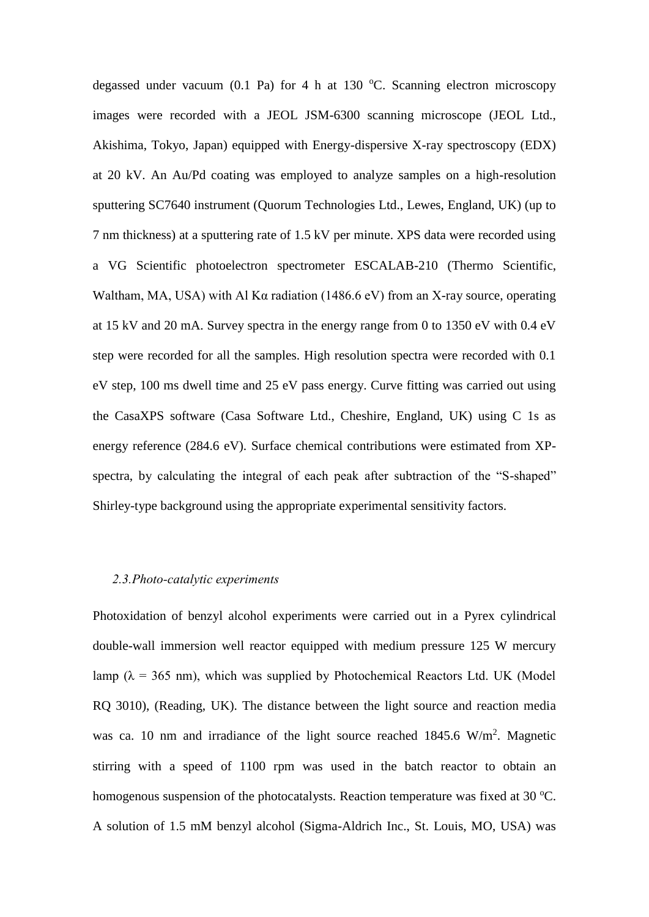degassed under vacuum (0.1 Pa) for 4 h at 130 °C. Scanning electron microscopy images were recorded with a JEOL JSM-6300 scanning microscope (JEOL Ltd., Akishima, Tokyo, Japan) equipped with Energy-dispersive X-ray spectroscopy (EDX) at 20 kV. An Au/Pd coating was employed to analyze samples on a high-resolution sputtering SC7640 instrument (Quorum Technologies Ltd., Lewes, England, UK) (up to 7 nm thickness) at a sputtering rate of 1.5 kV per minute. XPS data were recorded using a VG Scientific photoelectron spectrometer ESCALAB-210 (Thermo Scientific, Waltham, MA, USA) with Al Kα radiation (1486.6 eV) from an X-ray source, operating at 15 kV and 20 mA. Survey spectra in the energy range from 0 to 1350 eV with 0.4 eV step were recorded for all the samples. High resolution spectra were recorded with 0.1 eV step, 100 ms dwell time and 25 eV pass energy. Curve fitting was carried out using the CasaXPS software (Casa Software Ltd., Cheshire, England, UK) using C 1s as energy reference (284.6 eV). Surface chemical contributions were estimated from XP-spectra, by calculating the integral of each peak after subtraction of the "S-shaped" Shirley-type background using the appropriate experimental sensitivity factors.

### *2.3. Photo-catalytic experiments*

Photoxidation of benzyl alcohol experiments were carried out in a Pyrex cylindrical double-wall immersion well reactor equipped with medium pressure 125 W mercury lamp (λ = 365 nm), which was supplied by Photochemical Reactors Ltd. UK (Model RQ 3010), (Reading, UK). The distance between the light source and reaction media was ca. 10 nm and irradiance of the light source reached 1845.6 $W/m^2$. Magnetic stirring with a speed of 1100 rpm was used in the batch reactor to obtain an homogenous suspension of the photocatalysts. Reaction temperature was fixed at 30 °C. A solution of 1.5 mM benzyl alcohol (Sigma-Aldrich Inc., St. Louis, MO, USA) was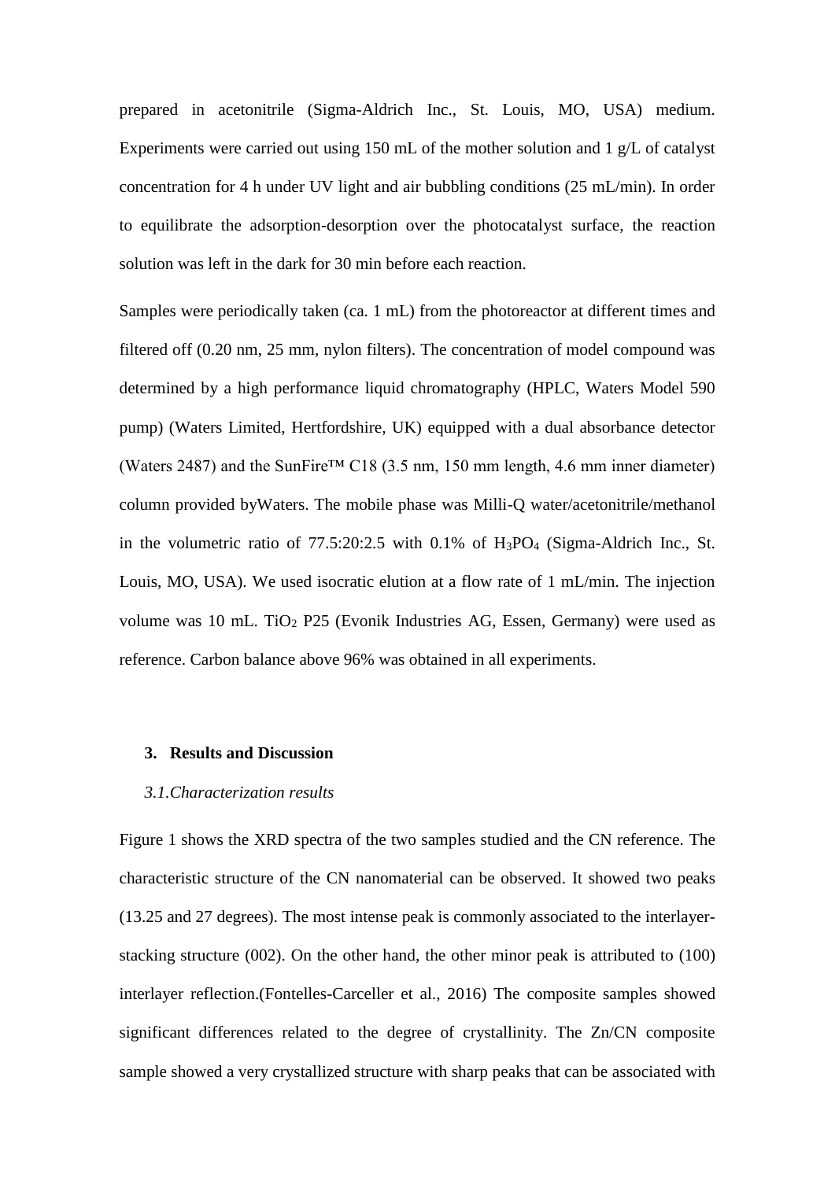prepared in acetonitrile (Sigma-Aldrich Inc., St. Louis, MO, USA) medium. Experiments were carried out using 150 mL of the mother solution and 1 g/L of catalyst concentration for 4 h under UV light and air bubbling conditions (25 mL/min). In order to equilibrate the adsorption-desorption over the photocatalyst surface, the reaction solution was left in the dark for 30 min before each reaction.

Samples were periodically taken (ca. 1 mL) from the photoreactor at different times and filtered off (0.20 nm, 25 mm, nylon filters). The concentration of model compound was determined by a high performance liquid chromatography (HPLC, Waters Model 590 pump) (Waters Limited, Hertfordshire, UK) equipped with a dual absorbance detector (Waters 2487) and the SunFire™ C18 (3.5 nm, 150 mm length, 4.6 mm inner diameter) column provided byWaters. The mobile phase was Milli-Q water/acetonitrile/methanol in the volumetric ratio of 77.5:20:2.5 with 0.1% of $H_3PO_4$ (Sigma-Aldrich Inc., St. Louis, MO, USA). We used isocratic elution at a flow rate of 1 mL/min. The injection volume was 10 mL. $TiO_2$ P25 (Evonik Industries AG, Essen, Germany) were used as reference. Carbon balance above 96% was obtained in all experiments.

## 3. Results and Discussion

### *3.1.Characterization results*

Figure 1 shows the XRD spectra of the two samples studied and the CN reference. The characteristic structure of the CN nanomaterial can be observed. It showed two peaks (13.25 and 27 degrees). The most intense peak is commonly associated to the interlayer-stacking structure (002). On the other hand, the other minor peak is attributed to (100) interlayer reflection.(Fontelles-Carceller et al., 2016) The composite samples showed significant differences related to the degree of crystallinity. The Zn/CN composite sample showed a very crystallized structure with sharp peaks that can be associated with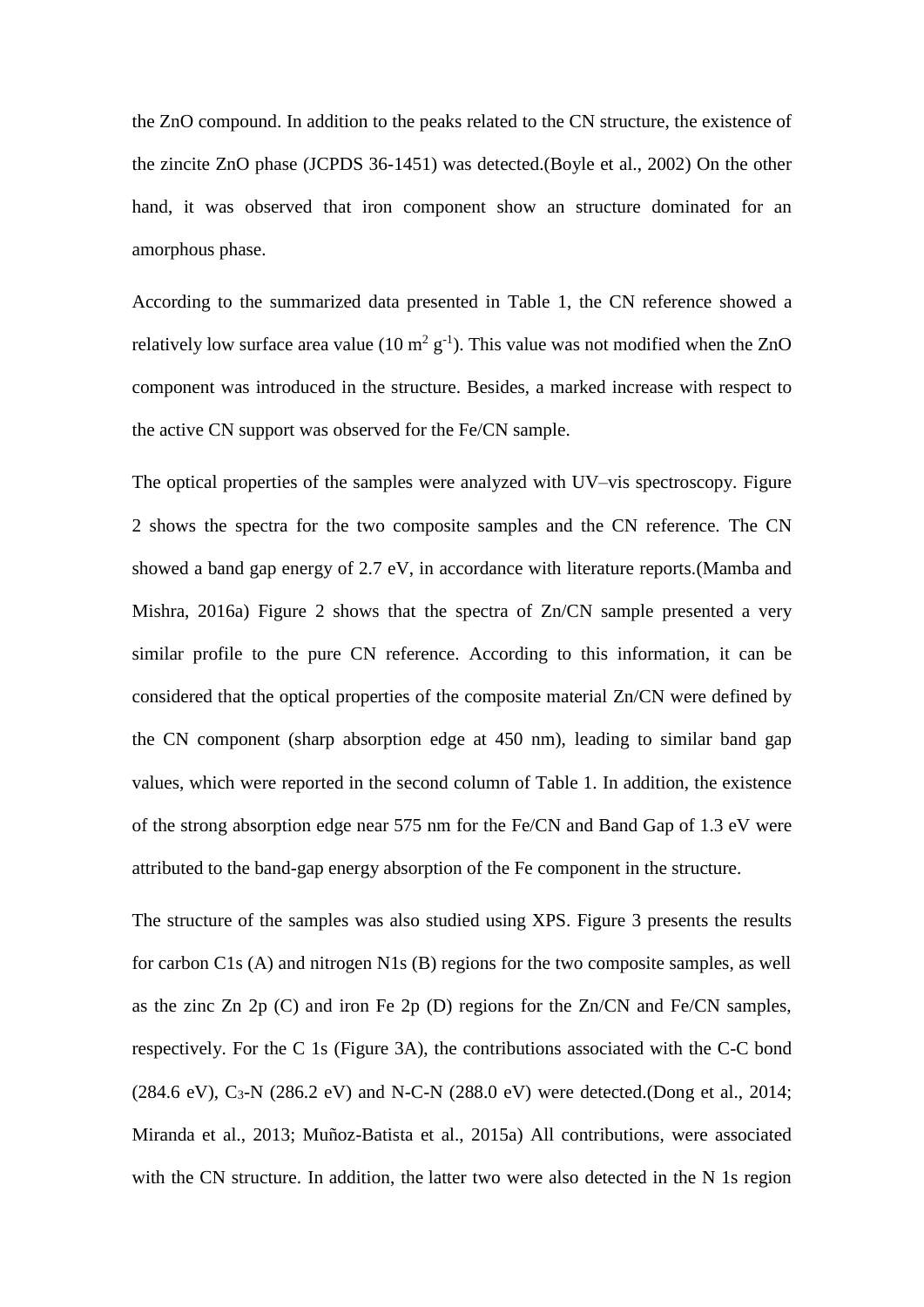the ZnO compound. In addition to the peaks related to the CN structure, the existence of the zincite ZnO phase (JCPDS 36-1451) was detected.(Boyle et al., 2002) On the other hand, it was observed that iron component show an structure dominated for an amorphous phase.

According to the summarized data presented in Table 1, the CN reference showed a relatively low surface area value (10 $m^2$ $g^{-1}$). This value was not modified when the ZnO component was introduced in the structure. Besides, a marked increase with respect to the active CN support was observed for the Fe/CN sample.

The optical properties of the samples were analyzed with UV–vis spectroscopy. Figure 2 shows the spectra for the two composite samples and the CN reference. The CN showed a band gap energy of 2.7 eV, in accordance with literature reports.(Mamba and Mishra, 2016a) Figure 2 shows that the spectra of Zn/CN sample presented a very similar profile to the pure CN reference. According to this information, it can be considered that the optical properties of the composite material Zn/CN were defined by the CN component (sharp absorption edge at 450 nm), leading to similar band gap values, which were reported in the second column of Table 1. In addition, the existence of the strong absorption edge near 575 nm for the Fe/CN and Band Gap of 1.3 eV were attributed to the band-gap energy absorption of the Fe component in the structure.

The structure of the samples was also studied using XPS. Figure 3 presents the results for carbon C1s (A) and nitrogen N1s (B) regions for the two composite samples, as well as the zinc Zn 2p (C) and iron Fe 2p (D) regions for the Zn/CN and Fe/CN samples, respectively. For the C 1s (Figure 3A), the contributions associated with the C-C bond (284.6 eV), $C_3$-N (286.2 eV) and N-C-N (288.0 eV) were detected.(Dong et al., 2014; Miranda et al., 2013; Muñoz-Batista et al., 2015a) All contributions, were associated with the CN structure. In addition, the latter two were also detected in the N 1s region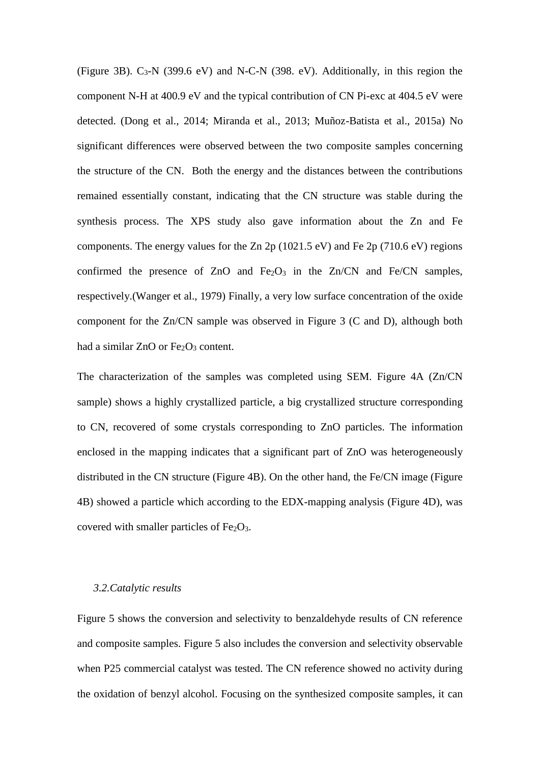(Figure 3B). $C_3$-N (399.6 eV) and N-C-N (398. eV). Additionally, in this region the component N-H at 400.9 eV and the typical contribution of CN Pi-exc at 404.5 eV were detected. (Dong et al., 2014; Miranda et al., 2013; Muñoz-Batista et al., 2015a) No significant differences were observed between the two composite samples concerning the structure of the CN. Both the energy and the distances between the contributions remained essentially constant, indicating that the CN structure was stable during the synthesis process. The XPS study also gave information about the Zn and Fe components. The energy values for the Zn 2p (1021.5 eV) and Fe 2p (710.6 eV) regions confirmed the presence of ZnO and $Fe_2O_3$ in the Zn/CN and Fe/CN samples, respectively.(Wanger et al., 1979) Finally, a very low surface concentration of the oxide component for the Zn/CN sample was observed in Figure 3 (C and D), although both had a similar ZnO or $Fe_2O_3$ content.

The characterization of the samples was completed using SEM. Figure 4A (Zn/CN sample) shows a highly crystallized particle, a big crystallized structure corresponding to CN, recovered of some crystals corresponding to ZnO particles. The information enclosed in the mapping indicates that a significant part of ZnO was heterogeneously distributed in the CN structure (Figure 4B). On the other hand, the Fe/CN image (Figure 4B) showed a particle which according to the EDX-mapping analysis (Figure 4D), was covered with smaller particles of $Fe_2O_3$.

### *3.2. Catalytic results*

Figure 5 shows the conversion and selectivity to benzaldehyde results of CN reference and composite samples. Figure 5 also includes the conversion and selectivity observable when P25 commercial catalyst was tested. The CN reference showed no activity during the oxidation of benzyl alcohol. Focusing on the synthesized composite samples, it can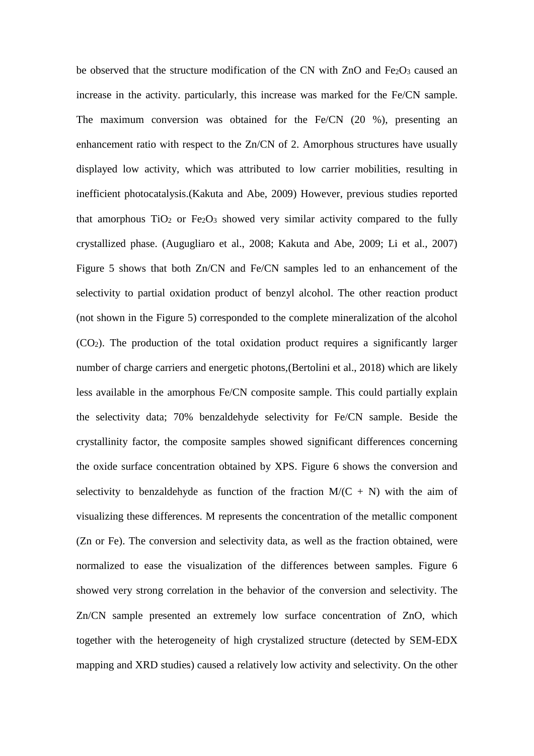be observed that the structure modification of the CN with ZnO and $Fe_2O_3$ caused an increase in the activity. particularly, this increase was marked for the Fe/CN sample. The maximum conversion was obtained for the Fe/CN (20 %), presenting an enhancement ratio with respect to the Zn/CN of 2. Amorphous structures have usually displayed low activity, which was attributed to low carrier mobilities, resulting in inefficient photocatalysis.(Kakuta and Abe, 2009) However, previous studies reported that amorphous $TiO_2$ or $Fe_2O_3$ showed very similar activity compared to the fully crystallized phase. (Augugliaro et al., 2008; Kakuta and Abe, 2009; Li et al., 2007) Figure 5 shows that both Zn/CN and Fe/CN samples led to an enhancement of the selectivity to partial oxidation product of benzyl alcohol. The other reaction product (not shown in the Figure 5) corresponded to the complete mineralization of the alcohol ($CO_2$). The production of the total oxidation product requires a significantly larger number of charge carriers and energetic photons,(Bertolini et al., 2018) which are likely less available in the amorphous Fe/CN composite sample. This could partially explain the selectivity data; 70% benzaldehyde selectivity for Fe/CN sample. Beside the crystallinity factor, the composite samples showed significant differences concerning the oxide surface concentration obtained by XPS. Figure 6 shows the conversion and selectivity to benzaldehyde as function of the fraction M/(C + N) with the aim of visualizing these differences. M represents the concentration of the metallic component (Zn or Fe). The conversion and selectivity data, as well as the fraction obtained, were normalized to ease the visualization of the differences between samples. Figure 6 showed very strong correlation in the behavior of the conversion and selectivity. The Zn/CN sample presented an extremely low surface concentration of ZnO, which together with the heterogeneity of high crystalized structure (detected by SEM-EDX mapping and XRD studies) caused a relatively low activity and selectivity. On the other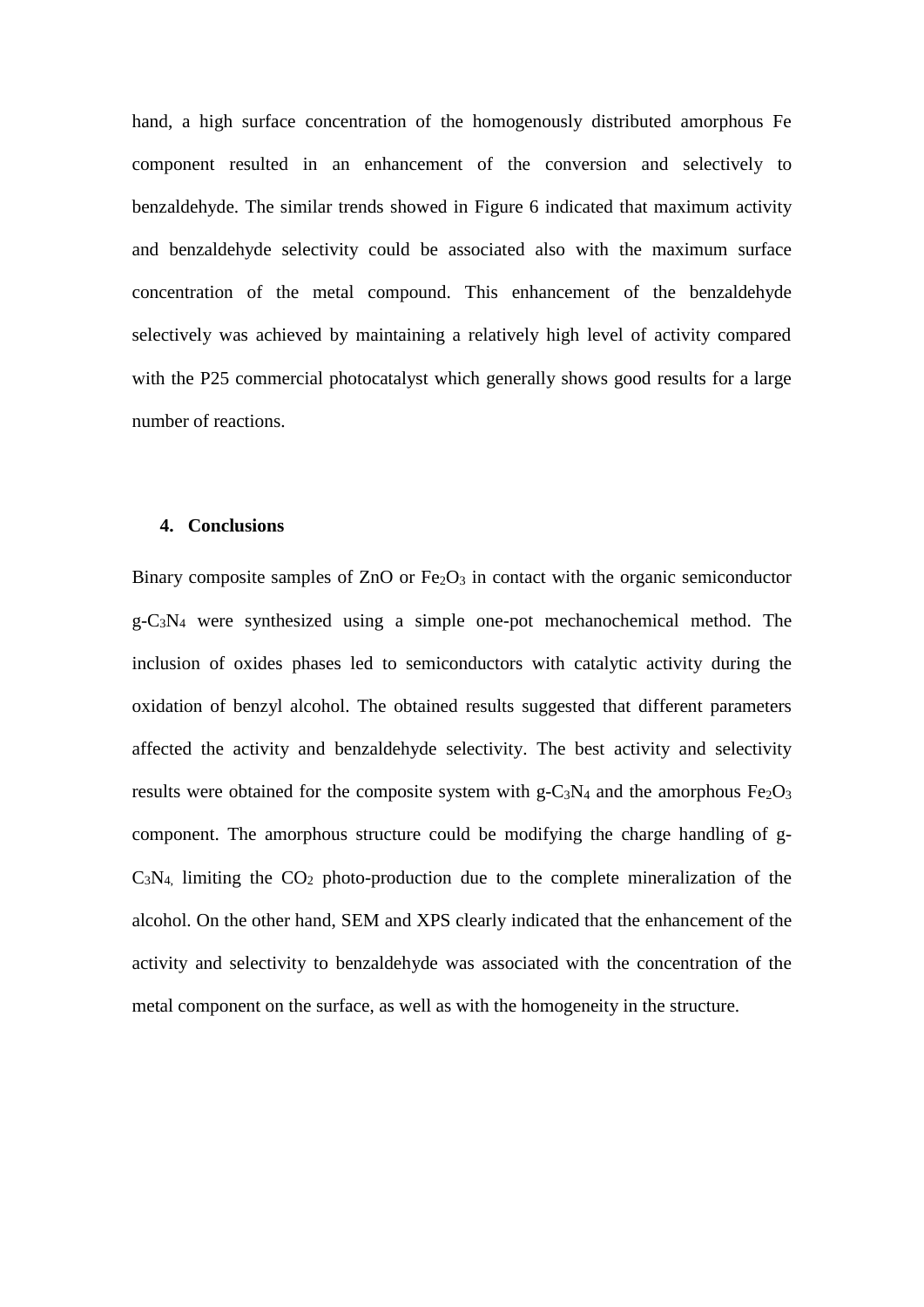hand, a high surface concentration of the homogenously distributed amorphous Fe component resulted in an enhancement of the conversion and selectively to benzaldehyde. The similar trends showed in Figure 6 indicated that maximum activity and benzaldehyde selectivity could be associated also with the maximum surface concentration of the metal compound. This enhancement of the benzaldehyde selectively was achieved by maintaining a relatively high level of activity compared with the P25 commercial photocatalyst which generally shows good results for a large number of reactions.

## 4. Conclusions

Binary composite samples of ZnO or $Fe_2O_3$ in contact with the organic semiconductor g-$C_3N_4$ were synthesized using a simple one-pot mechanochemical method. The inclusion of oxides phases led to semiconductors with catalytic activity during the oxidation of benzyl alcohol. The obtained results suggested that different parameters affected the activity and benzaldehyde selectivity. The best activity and selectivity results were obtained for the composite system with g-$C_3N_4$ and the amorphous $Fe_2O_3$ component. The amorphous structure could be modifying the charge handling of g-$C_3N_4$, limiting the $CO_2$ photo-production due to the complete mineralization of the alcohol. On the other hand, SEM and XPS clearly indicated that the enhancement of the activity and selectivity to benzaldehyde was associated with the concentration of the metal component on the surface, as well as with the homogeneity in the structure.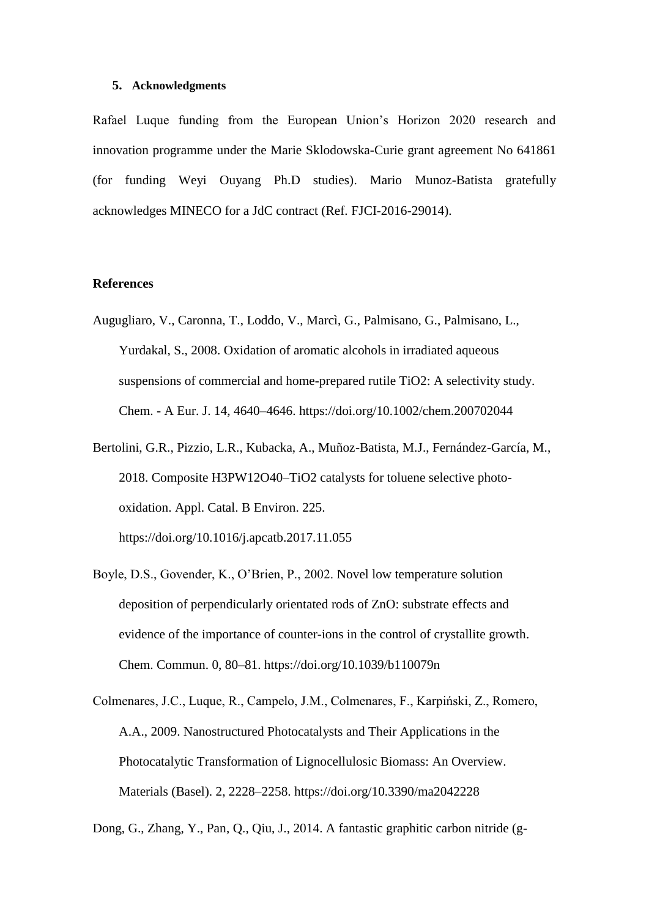## 5. Acknowledgments

Rafael Luque funding from the European Union's Horizon 2020 research and innovation programme under the Marie Sklodowska-Curie grant agreement No 641861 (for funding Weyi Ouyang Ph.D studies). Mario Munoz-Batista gratefully acknowledges MINECO for a JdC contract (Ref. FJCI-2016-29014).

## References

Augugliaro, V., Caronna, T., Loddo, V., Marcì, G., Palmisano, G., Palmisano, L., Yurdakal, S., 2008. Oxidation of aromatic alcohols in irradiated aqueous suspensions of commercial and home-prepared rutile $TiO_2$: A selectivity study. Chem. - A Eur. J. 14, 4640–4646. https://doi.org/10.1002/chem.200702044

Bertolini, G.R., Pizzio, L.R., Kubacka, A., Muñoz-Batista, M.J., Fernández-García, M., 2018. Composite $H_3PW_{12}O_{40}$–$TiO_2$ catalysts for toluene selective photo-oxidation. Appl. Catal. B Environ. 225. https://doi.org/10.1016/j.apcatb.2017.11.055

Boyle, D.S., Govender, K., O'Brien, P., 2002. Novel low temperature solution deposition of perpendicularly orientated rods of ZnO: substrate effects and evidence of the importance of counter-ions in the control of crystallite growth. Chem. Commun. 0, 80–81. https://doi.org/10.1039/b110079n

Colmenares, J.C., Luque, R., Campelo, J.M., Colmenares, F., Karpiński, Z., Romero, A.A., 2009. Nanostructured Photocatalysts and Their Applications in the Photocatalytic Transformation of Lignocellulosic Biomass: An Overview. Materials (Basel). 2, 2228–2258. https://doi.org/10.3390/ma2042228

Dong, G., Zhang, Y., Pan, Q., Qiu, J., 2014. A fantastic graphitic carbon nitride (g-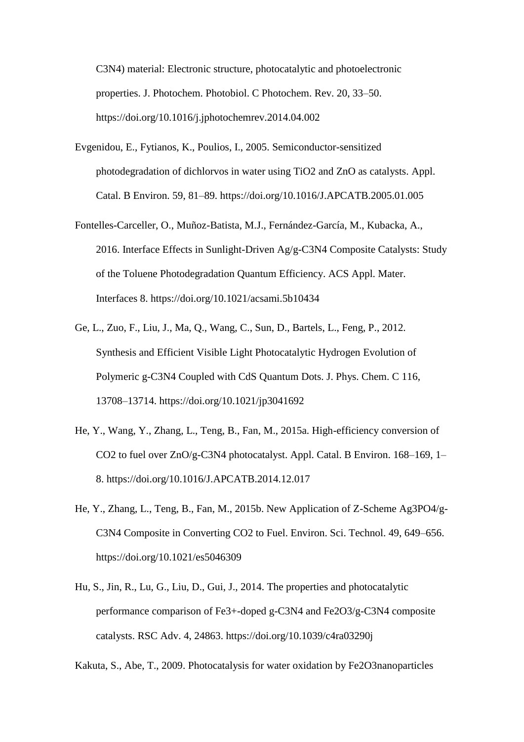$C_3N_4$) material: Electronic structure, photocatalytic and photoelectronic properties. J. Photochem. Photobiol. C Photochem. Rev. 20, 33–50. https://doi.org/10.1016/j.jphotochemrev.2014.04.002

Evgenidou, E., Fytianos, K., Poulios, I., 2005. Semiconductor-sensitized photodegradation of dichlorvos in water using $TiO_2$ and ZnO as catalysts. Appl. Catal. B Environ. 59, 81–89. https://doi.org/10.1016/J.APCATB.2005.01.005

Fontelles-Carceller, O., Muñoz-Batista, M.J., Fernández-García, M., Kubacka, A., 2016. Interface Effects in Sunlight-Driven Ag/g-$C_3N_4$ Composite Catalysts: Study of the Toluene Photodegradation Quantum Efficiency. ACS Appl. Mater. Interfaces 8. https://doi.org/10.1021/acsami.5b10434

Ge, L., Zuo, F., Liu, J., Ma, Q., Wang, C., Sun, D., Bartels, L., Feng, P., 2012. Synthesis and Efficient Visible Light Photocatalytic Hydrogen Evolution of Polymeric g-$C_3N_4$ Coupled with CdS Quantum Dots. J. Phys. Chem. C 116, 13708–13714. https://doi.org/10.1021/jp3041692

He, Y., Wang, Y., Zhang, L., Teng, B., Fan, M., 2015a. High-efficiency conversion of $CO_2$ to fuel over ZnO/g-$C_3N_4$ photocatalyst. Appl. Catal. B Environ. 168–169, 1–8. https://doi.org/10.1016/J.APCATB.2014.12.017

He, Y., Zhang, L., Teng, B., Fan, M., 2015b. New Application of Z-Scheme $Ag_3PO_4$/g-$C_3N_4$ Composite in Converting $CO_2$ to Fuel. Environ. Sci. Technol. 49, 649–656. https://doi.org/10.1021/es5046309

Hu, S., Jin, R., Lu, G., Liu, D., Gui, J., 2014. The properties and photocatalytic performance comparison of $Fe^{3+}$-doped g-$C_3N_4$ and $Fe_2O_3$/g-$C_3N_4$ composite catalysts. RSC Adv. 4, 24863. https://doi.org/10.1039/c4ra03290j

Kakuta, S., Abe, T., 2009. Photocatalysis for water oxidation by $Fe_2O_3$nanoparticles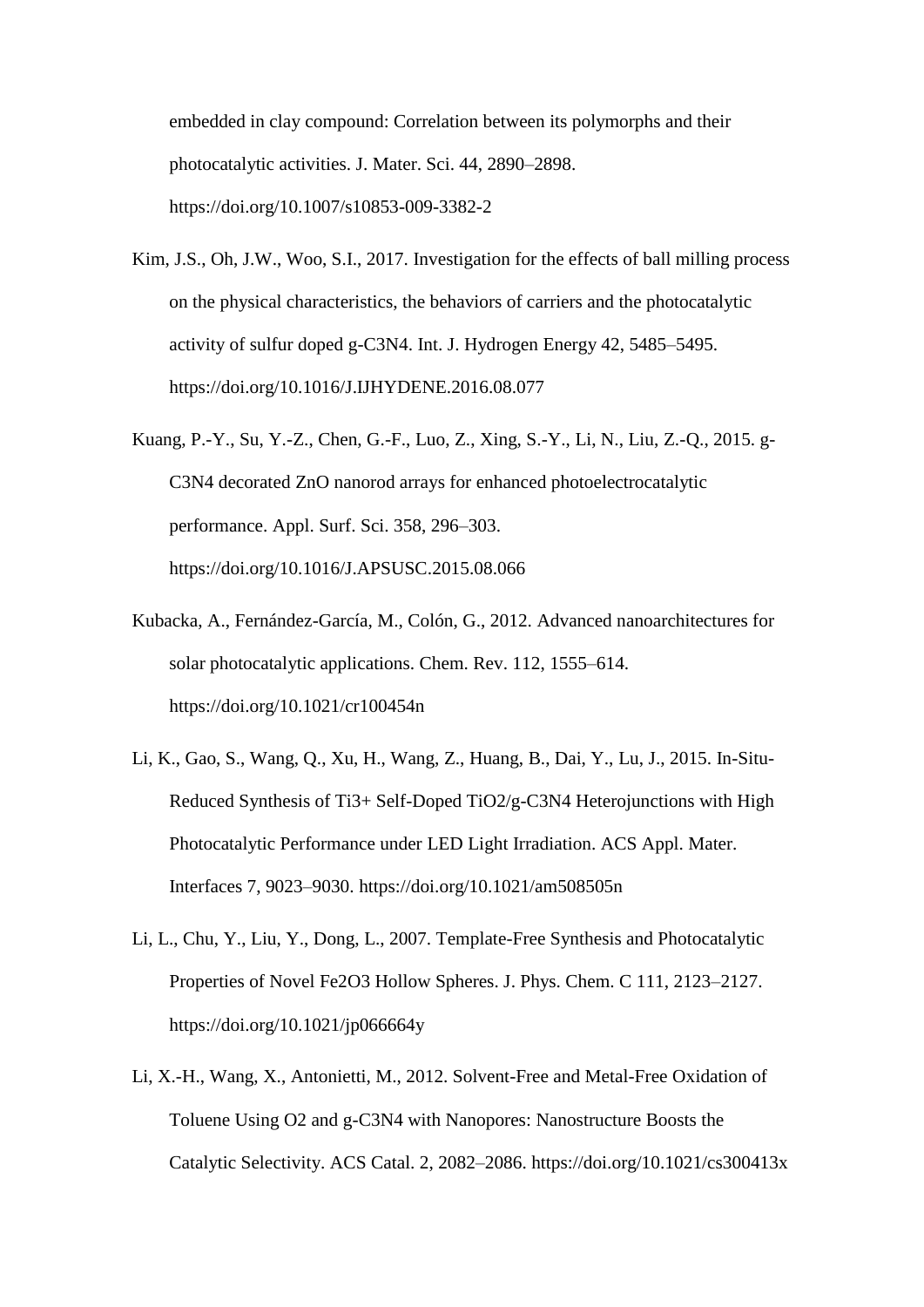embedded in clay compound: Correlation between its polymorphs and their photocatalytic activities. J. Mater. Sci. 44, 2890–2898. https://doi.org/10.1007/s10853-009-3382-2

Kim, J.S., Oh, J.W., Woo, S.I., 2017. Investigation for the effects of ball milling process on the physical characteristics, the behaviors of carriers and the photocatalytic activity of sulfur doped g-$C_3N_4$. Int. J. Hydrogen Energy 42, 5485–5495. https://doi.org/10.1016/J.IJHYDENE.2016.08.077

Kuang, P.-Y., Su, Y.-Z., Chen, G.-F., Luo, Z., Xing, S.-Y., Li, N., Liu, Z.-Q., 2015. g-$C_3N_4$ decorated ZnO nanorod arrays for enhanced photoelectrocatalytic performance. Appl. Surf. Sci. 358, 296–303. https://doi.org/10.1016/J.APSUSC.2015.08.066

Kubacka, A., Fernández-García, M., Colón, G., 2012. Advanced nanoarchitectures for solar photocatalytic applications. Chem. Rev. 112, 1555–614. https://doi.org/10.1021/cr100454n

Li, K., Gao, S., Wang, Q., Xu, H., Wang, Z., Huang, B., Dai, Y., Lu, J., 2015. In-Situ-Reduced Synthesis of $Ti^{3+}$ Self-Doped $TiO_2$/g-$C_3N_4$ Heterojunctions with High Photocatalytic Performance under LED Light Irradiation. ACS Appl. Mater. Interfaces 7, 9023–9030. https://doi.org/10.1021/am508505n

Li, L., Chu, Y., Liu, Y., Dong, L., 2007. Template-Free Synthesis and Photocatalytic Properties of Novel $Fe_2O_3$ Hollow Spheres. J. Phys. Chem. C 111, 2123–2127. https://doi.org/10.1021/jp066664y

Li, X.-H., Wang, X., Antonietti, M., 2012. Solvent-Free and Metal-Free Oxidation of Toluene Using $O_2$ and g-$C_3N_4$ with Nanopores: Nanostructure Boosts the Catalytic Selectivity. ACS Catal. 2, 2082–2086. https://doi.org/10.1021/cs300413x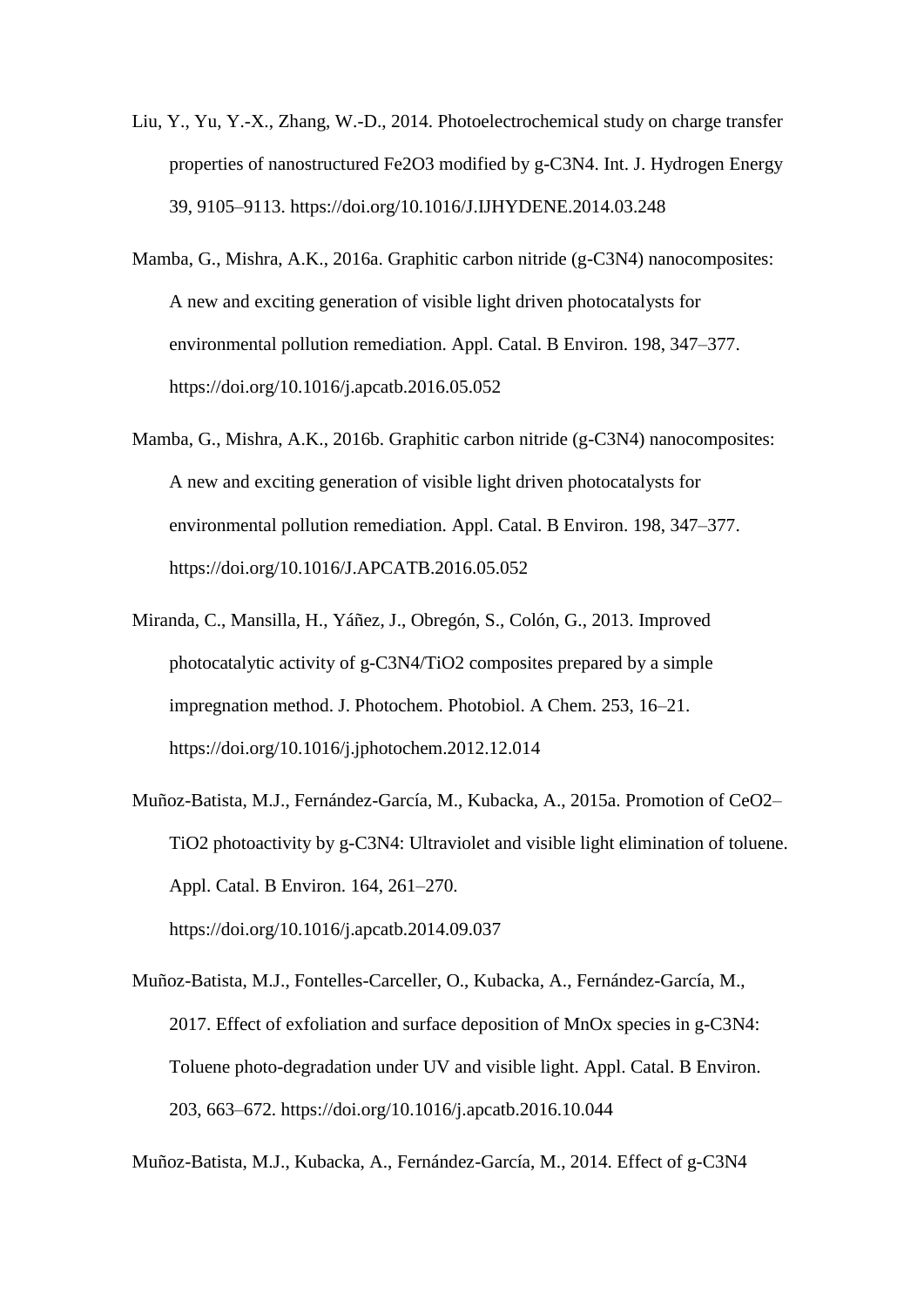Liu, Y., Yu, Y.-X., Zhang, W.-D., 2014. Photoelectrochemical study on charge transfer properties of nanostructured $Fe_2O_3$ modified by $g\text{-}C_3N_4$. Int. J. Hydrogen Energy 39, 9105–9113. https://doi.org/10.1016/J.IJHYDENE.2014.03.248

Mamba, G., Mishra, A.K., 2016a. Graphitic carbon nitride ($g\text{-}C_3N_4$) nanocomposites: A new and exciting generation of visible light driven photocatalysts for environmental pollution remediation. Appl. Catal. B Environ. 198, 347–377. https://doi.org/10.1016/j.apcatb.2016.05.052

Mamba, G., Mishra, A.K., 2016b. Graphitic carbon nitride ($g\text{-}C_3N_4$) nanocomposites: A new and exciting generation of visible light driven photocatalysts for environmental pollution remediation. Appl. Catal. B Environ. 198, 347–377. https://doi.org/10.1016/J.APCATB.2016.05.052

Miranda, C., Mansilla, H., Yáñez, J., Obregón, S., Colón, G., 2013. Improved photocatalytic activity of $g\text{-}C_3N_4/TiO_2$ composites prepared by a simple impregnation method. J. Photochem. Photobiol. A Chem. 253, 16–21. https://doi.org/10.1016/j.jphotochem.2012.12.014

Muñoz-Batista, M.J., Fernández-García, M., Kubacka, A., 2015a. Promotion of $CeO_2$–$TiO_2$ photoactivity by $g\text{-}C_3N_4$: Ultraviolet and visible light elimination of toluene. Appl. Catal. B Environ. 164, 261–270. https://doi.org/10.1016/j.apcatb.2014.09.037

Muñoz-Batista, M.J., Fontelles-Carceller, O., Kubacka, A., Fernández-García, M., 2017. Effect of exfoliation and surface deposition of $MnO_x$ species in $g\text{-}C_3N_4$: Toluene photo-degradation under UV and visible light. Appl. Catal. B Environ. 203, 663–672. https://doi.org/10.1016/j.apcatb.2016.10.044

Muñoz-Batista, M.J., Kubacka, A., Fernández-García, M., 2014. Effect of $g\text{-}C_3N_4$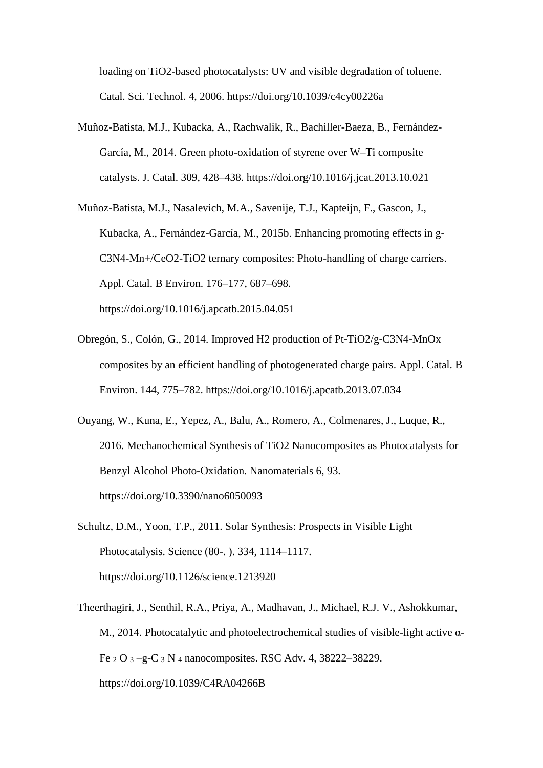loading on $TiO_2$-based photocatalysts: UV and visible degradation of toluene. Catal. Sci. Technol. 4, 2006. https://doi.org/10.1039/c4cy00226a

Muñoz-Batista, M.J., Kubacka, A., Rachwalik, R., Bachiller-Baeza, B., Fernández-García, M., 2014. Green photo-oxidation of styrene over W–Ti composite catalysts. J. Catal. 309, 428–438. https://doi.org/10.1016/j.jcat.2013.10.021

Muñoz-Batista, M.J., Nasalevich, M.A., Savenije, T.J., Kapteijn, F., Gascon, J., Kubacka, A., Fernández-García, M., 2015b. Enhancing promoting effects in g-$C_3N_4$-$M^{n+}$/$CeO_2$-$TiO_2$ ternary composites: Photo-handling of charge carriers. Appl. Catal. B Environ. 176–177, 687–698. https://doi.org/10.1016/j.apcatb.2015.04.051

Obregón, S., Colón, G., 2014. Improved $H_2$ production of Pt-$TiO_2$/g-$C_3N_4$-$MnO_x$ composites by an efficient handling of photogenerated charge pairs. Appl. Catal. B Environ. 144, 775–782. https://doi.org/10.1016/j.apcatb.2013.07.034

Ouyang, W., Kuna, E., Yepez, A., Balu, A., Romero, A., Colmenares, J., Luque, R., 2016. Mechanochemical Synthesis of $TiO_2$ Nanocomposites as Photocatalysts for Benzyl Alcohol Photo-Oxidation. Nanomaterials 6, 93. https://doi.org/10.3390/nano6050093

Schultz, D.M., Yoon, T.P., 2011. Solar Synthesis: Prospects in Visible Light Photocatalysis. Science (80-. ). 334, 1114–1117. https://doi.org/10.1126/science.1213920

Theerthagiri, J., Senthil, R.A., Priya, A., Madhavan, J., Michael, R.J. V., Ashokkumar, M., 2014. Photocatalytic and photoelectrochemical studies of visible-light active α-$Fe_2O_3$–g-$C_3N_4$ nanocomposites. RSC Adv. 4, 38222–38229. https://doi.org/10.1039/C4RA04266B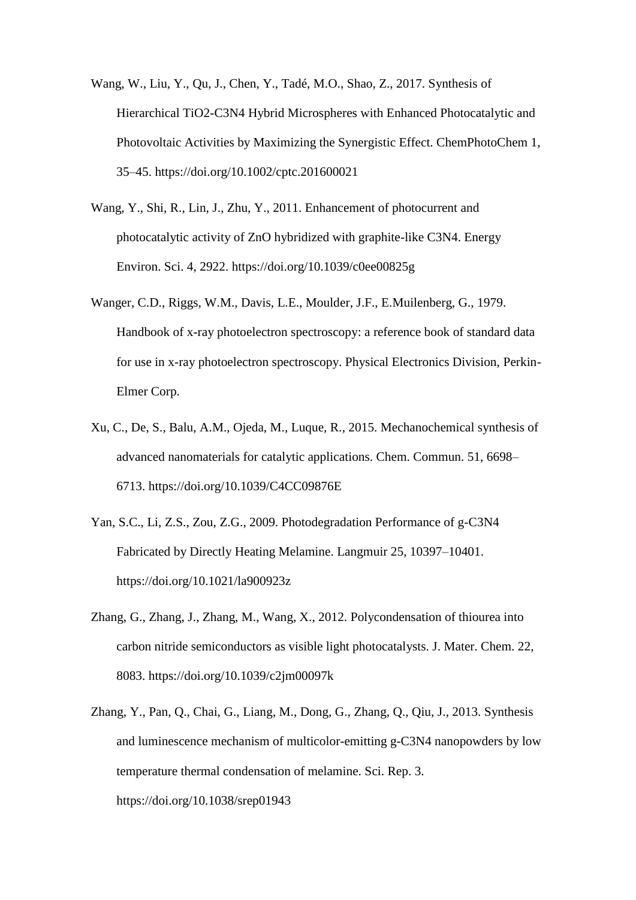Wang, W., Liu, Y., Qu, J., Chen, Y., Tadé, M.O., Shao, Z., 2017. Synthesis of Hierarchical $TiO_2$-$C_3N_4$ Hybrid Microspheres with Enhanced Photocatalytic and Photovoltaic Activities by Maximizing the Synergistic Effect. ChemPhotoChem 1, 35–45. https://doi.org/10.1002/cptc.201600021

Wang, Y., Shi, R., Lin, J., Zhu, Y., 2011. Enhancement of photocurrent and photocatalytic activity of ZnO hybridized with graphite-like $C_3N_4$. Energy Environ. Sci. 4, 2922. https://doi.org/10.1039/c0ee00825g

Wanger, C.D., Riggs, W.M., Davis, L.E., Moulder, J.F., E.Muilenberg, G., 1979. Handbook of x-ray photoelectron spectroscopy: a reference book of standard data for use in x-ray photoelectron spectroscopy. Physical Electronics Division, Perkin-Elmer Corp.

Xu, C., De, S., Balu, A.M., Ojeda, M., Luque, R., 2015. Mechanochemical synthesis of advanced nanomaterials for catalytic applications. Chem. Commun. 51, 6698–6713. https://doi.org/10.1039/C4CC09876E

Yan, S.C., Li, Z.S., Zou, Z.G., 2009. Photodegradation Performance of g-$C_3N_4$ Fabricated by Directly Heating Melamine. Langmuir 25, 10397–10401. https://doi.org/10.1021/la900923z

Zhang, G., Zhang, J., Zhang, M., Wang, X., 2012. Polycondensation of thiourea into carbon nitride semiconductors as visible light photocatalysts. J. Mater. Chem. 22, 8083. https://doi.org/10.1039/c2jm00097k

Zhang, Y., Pan, Q., Chai, G., Liang, M., Dong, G., Zhang, Q., Qiu, J., 2013. Synthesis and luminescence mechanism of multicolor-emitting g-$C_3N_4$ nanopowders by low temperature thermal condensation of melamine. Sci. Rep. 3. https://doi.org/10.1038/srep01943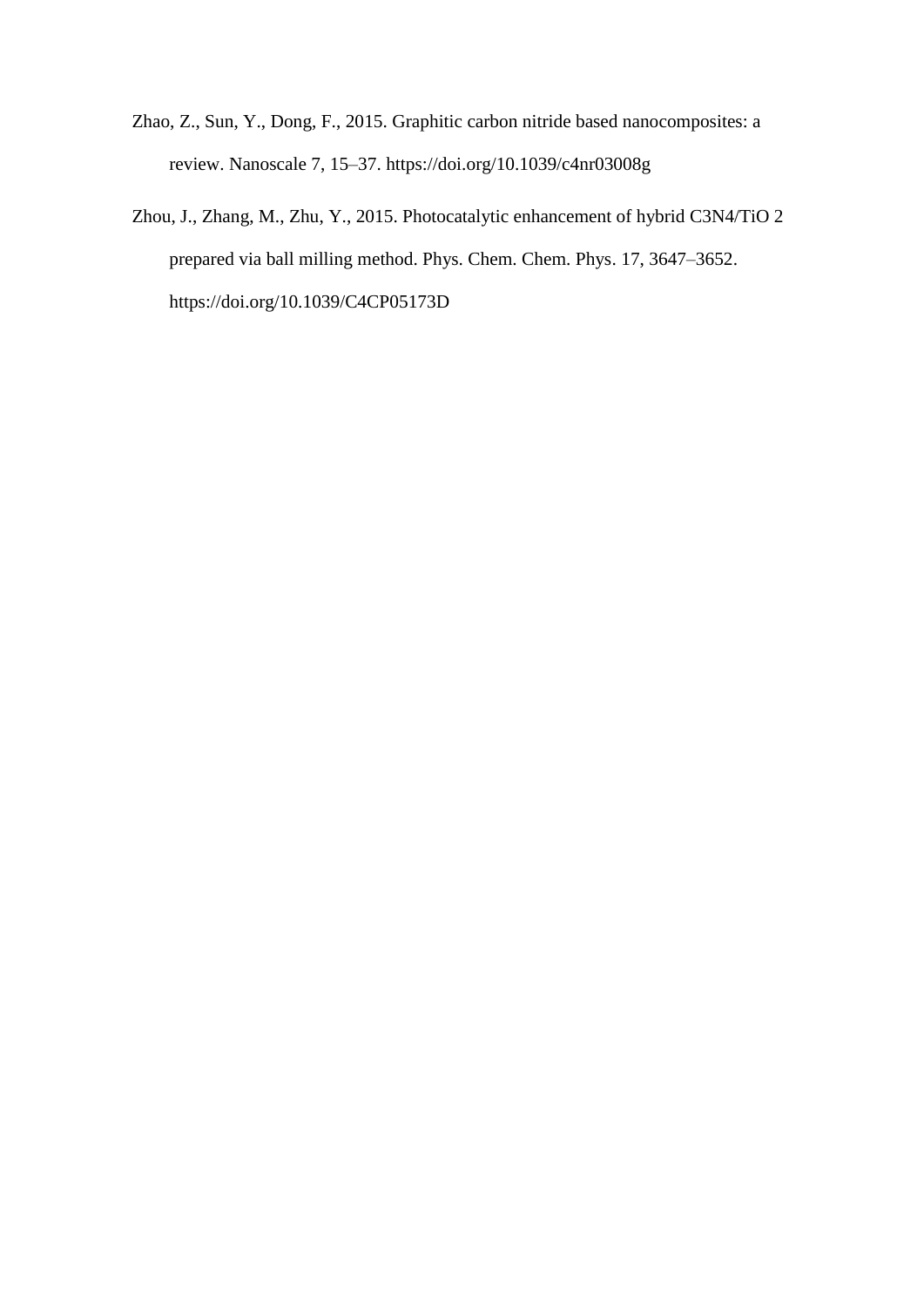Zhao, Z., Sun, Y., Dong, F., 2015. Graphitic carbon nitride based nanocomposites: a review. Nanoscale 7, 15–37. https://doi.org/10.1039/c4nr03008g

Zhou, J., Zhang, M., Zhu, Y., 2015. Photocatalytic enhancement of hybrid $C_3N_4/TiO_2$ prepared via ball milling method. Phys. Chem. Chem. Phys. 17, 3647–3652. https://doi.org/10.1039/C4CP05173D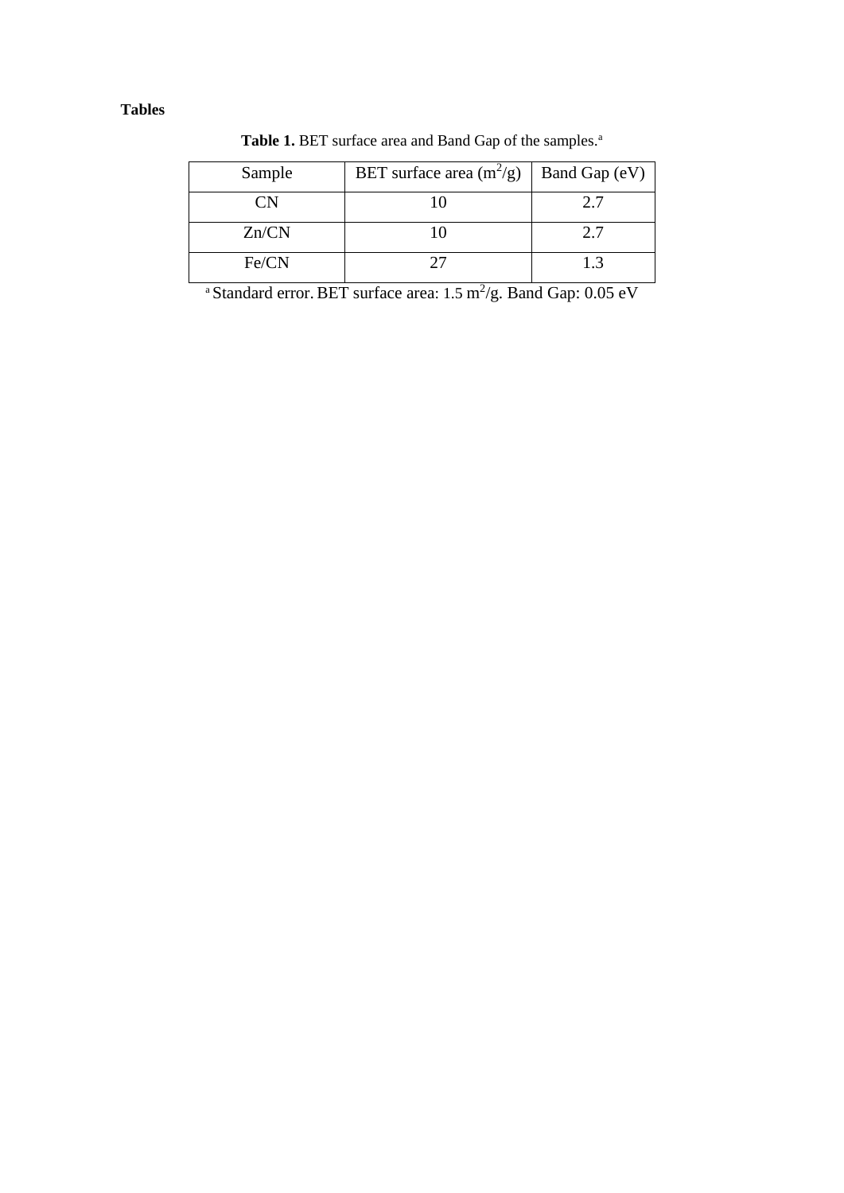**Tables**

**Table 1.** BET surface area and Band Gap of the samples.[a]

| Sample | BET surface area ($m^2/g$) | Band Gap (eV) |
|---|---|---|
| CN | 10 | 2.7 |
| Zn/CN | 10 | 2.7 |
| Fe/CN | 27 | 1.3 |

[a] Standard error. BET surface area: 1.5 $m^2/g$. Band Gap: 0.05 eV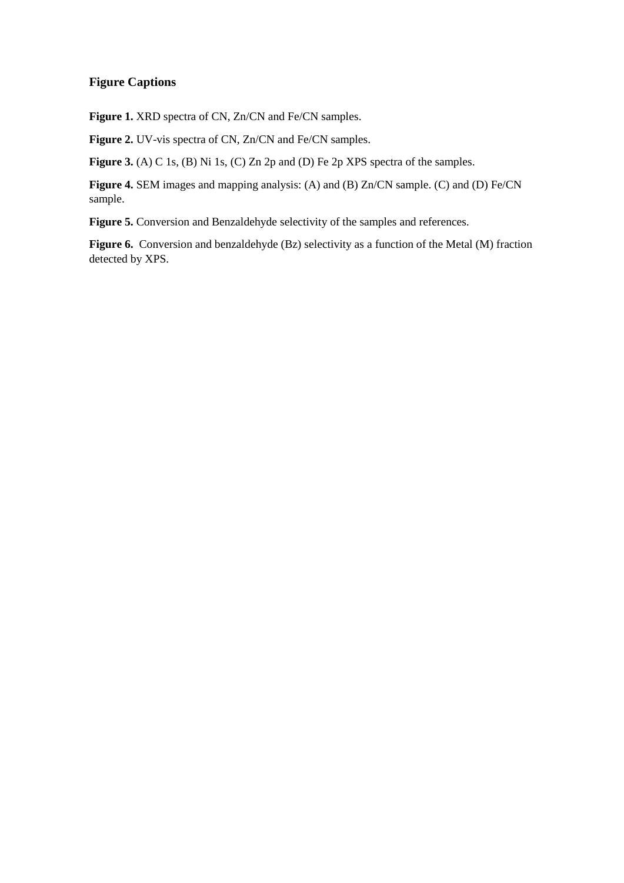## Figure Captions

**Figure 1.** XRD spectra of CN, Zn/CN and Fe/CN samples.

**Figure 2.** UV-vis spectra of CN, Zn/CN and Fe/CN samples.

**Figure 3.** (A) C 1s, (B) Ni 1s, (C) Zn 2p and (D) Fe 2p XPS spectra of the samples.

**Figure 4.** SEM images and mapping analysis: (A) and (B) Zn/CN sample. (C) and (D) Fe/CN sample.

**Figure 5.** Conversion and Benzaldehyde selectivity of the samples and references.

**Figure 6.** Conversion and benzaldehyde (Bz) selectivity as a function of the Metal (M) fraction detected by XPS.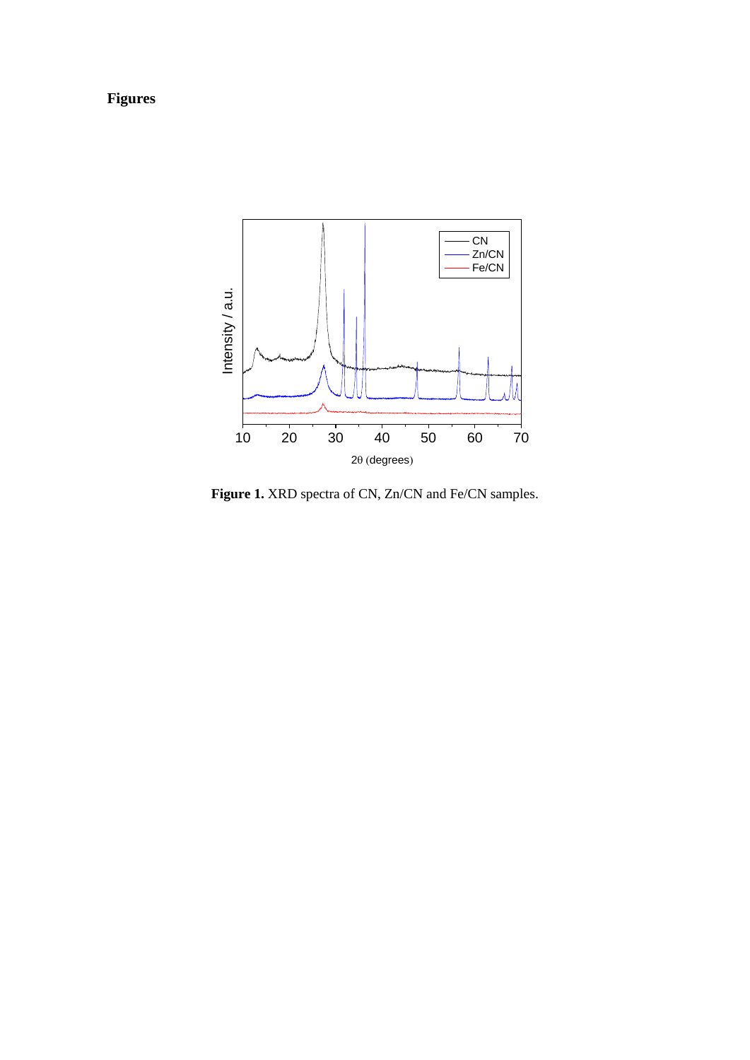**Figures**

**Figure 1.** XRD spectra of CN, Zn/CN and Fe/CN samples.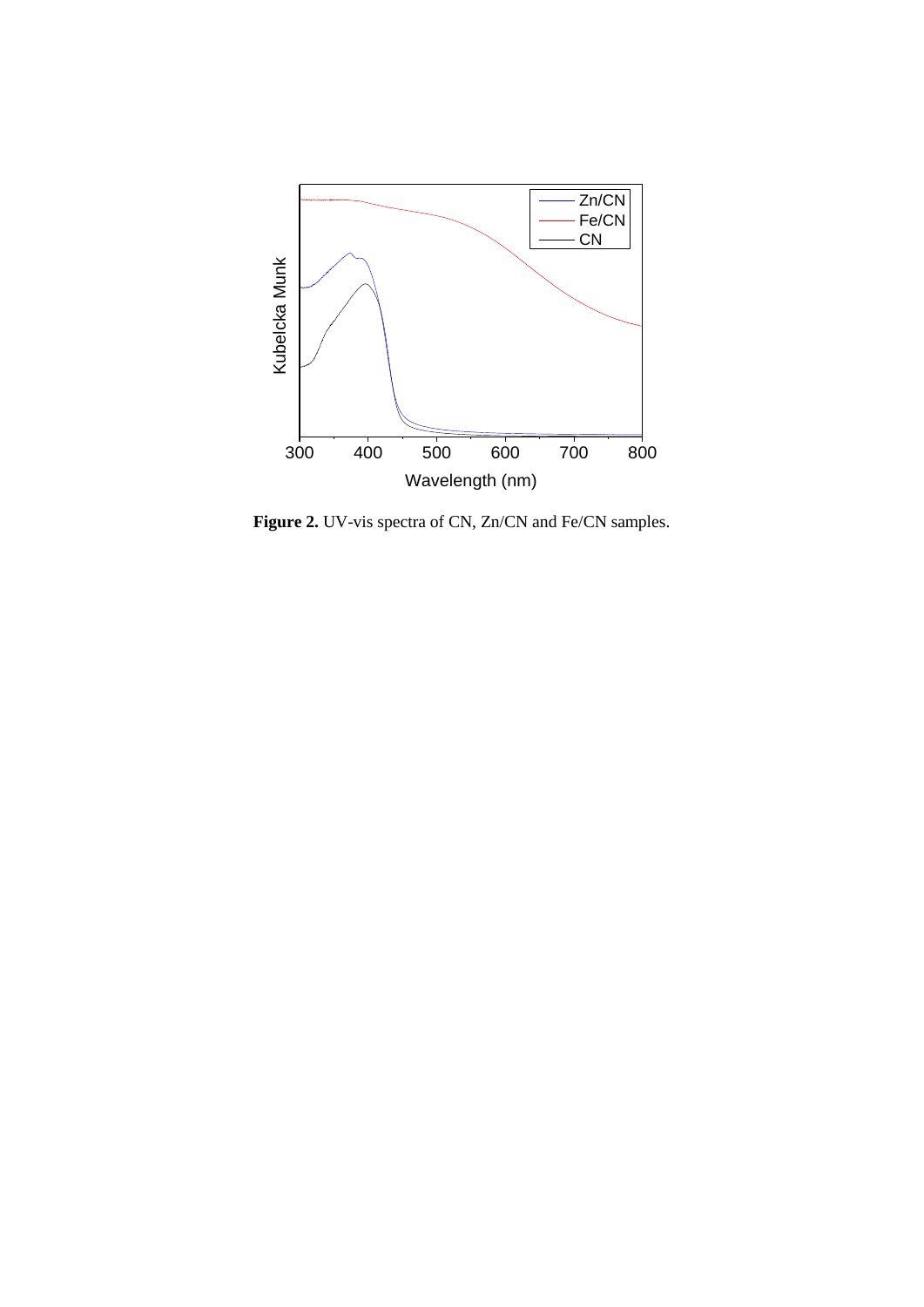**Figure 2.** UV-vis spectra of CN, Zn/CN and Fe/CN samples.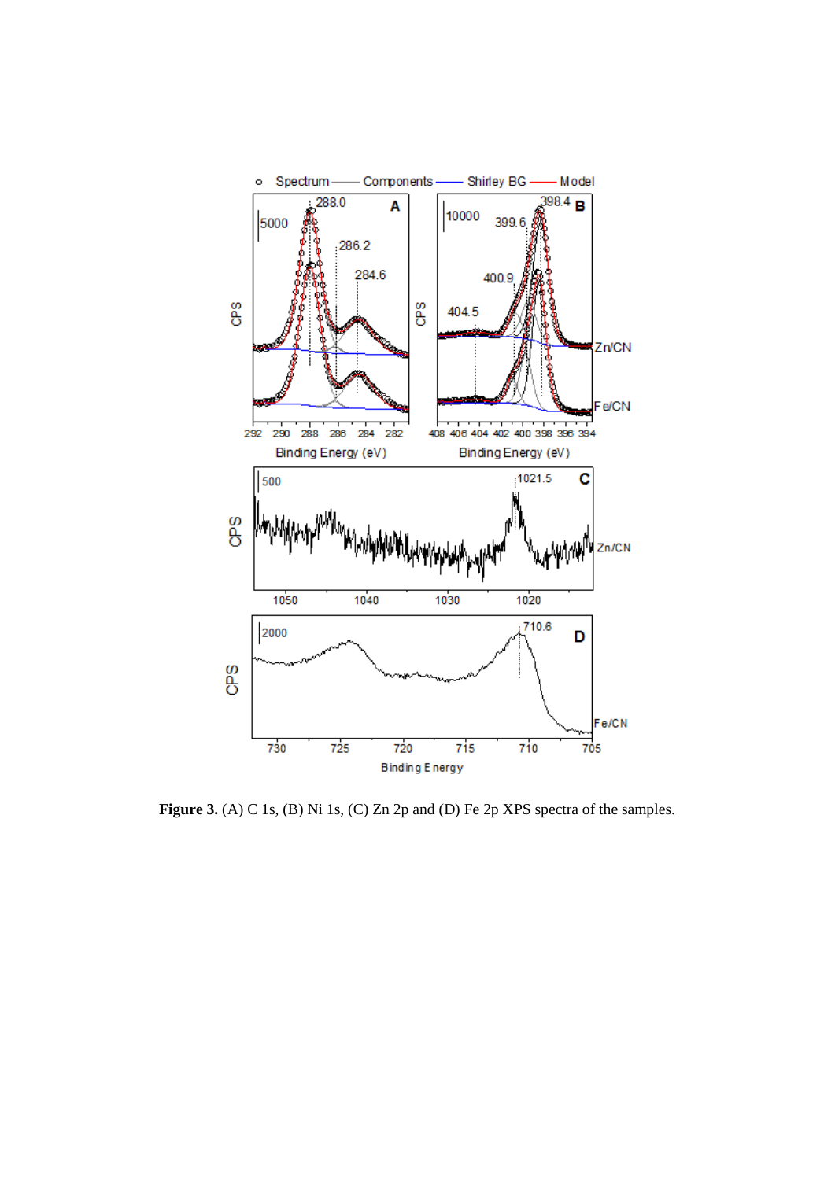**Figure 3.** (A) C 1s, (B) Ni 1s, (C) Zn 2p and (D) Fe 2p XPS spectra of the samples.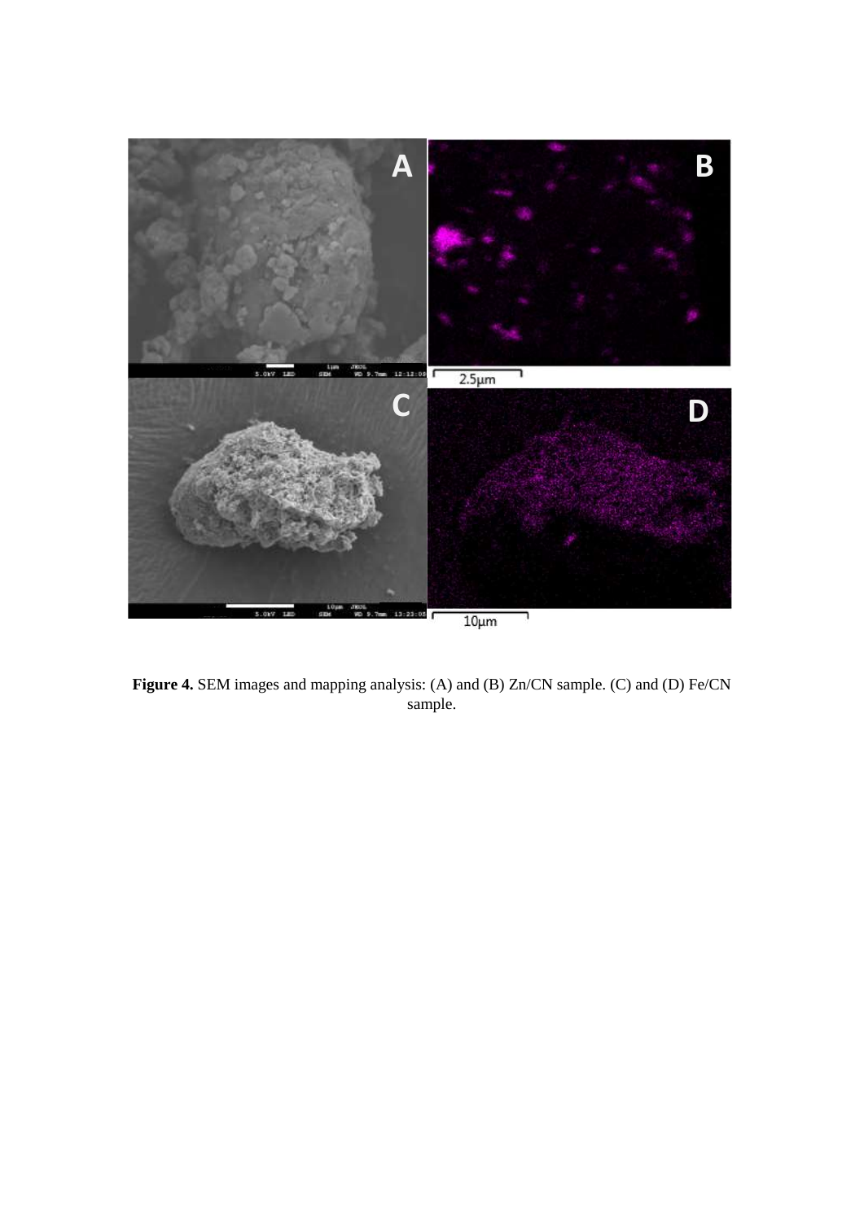**Figure 4.** SEM images and mapping analysis: (A) and (B) Zn/CN sample. (C) and (D) Fe/CN sample.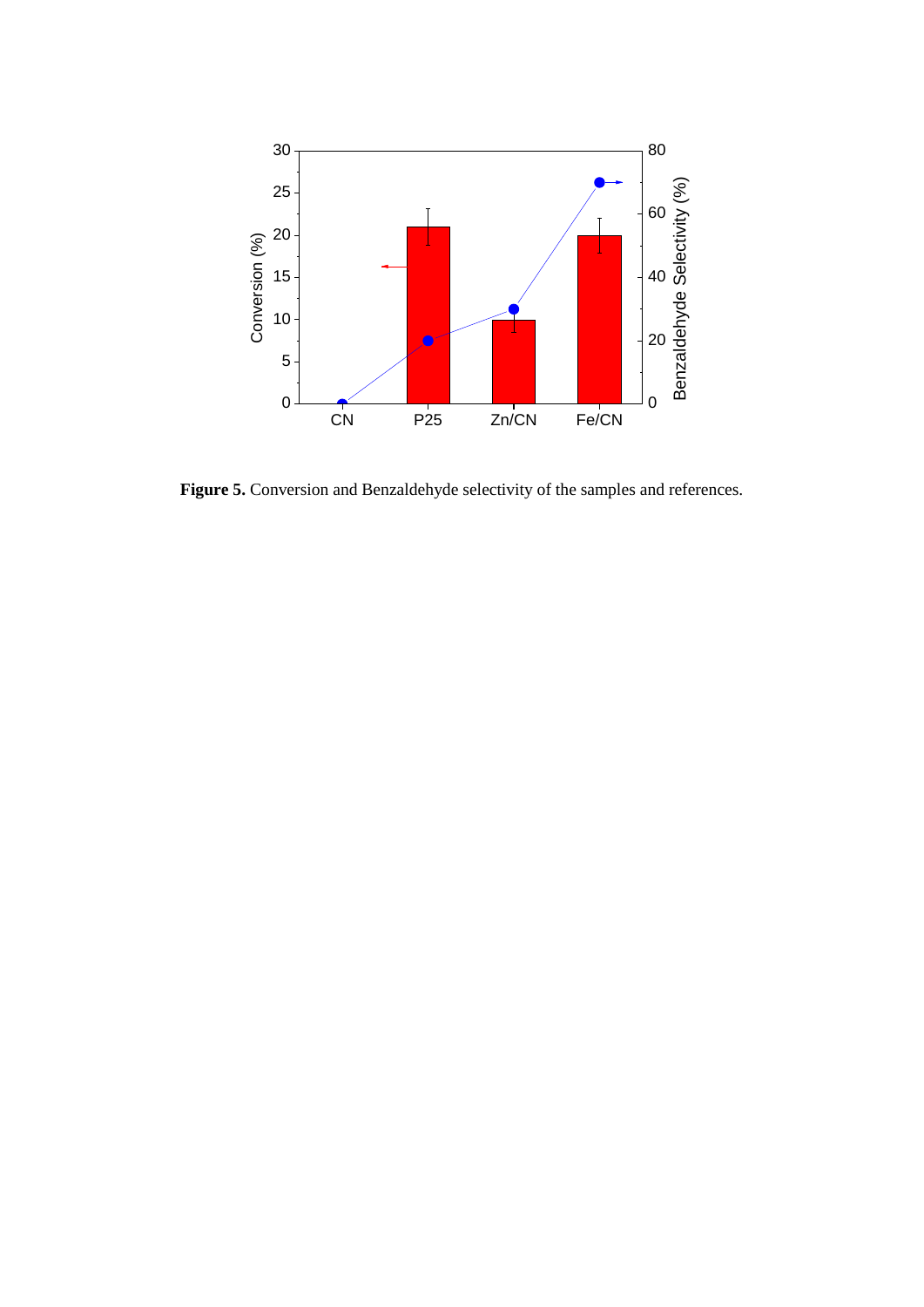**Figure 5.** Conversion and Benzaldehyde selectivity of the samples and references.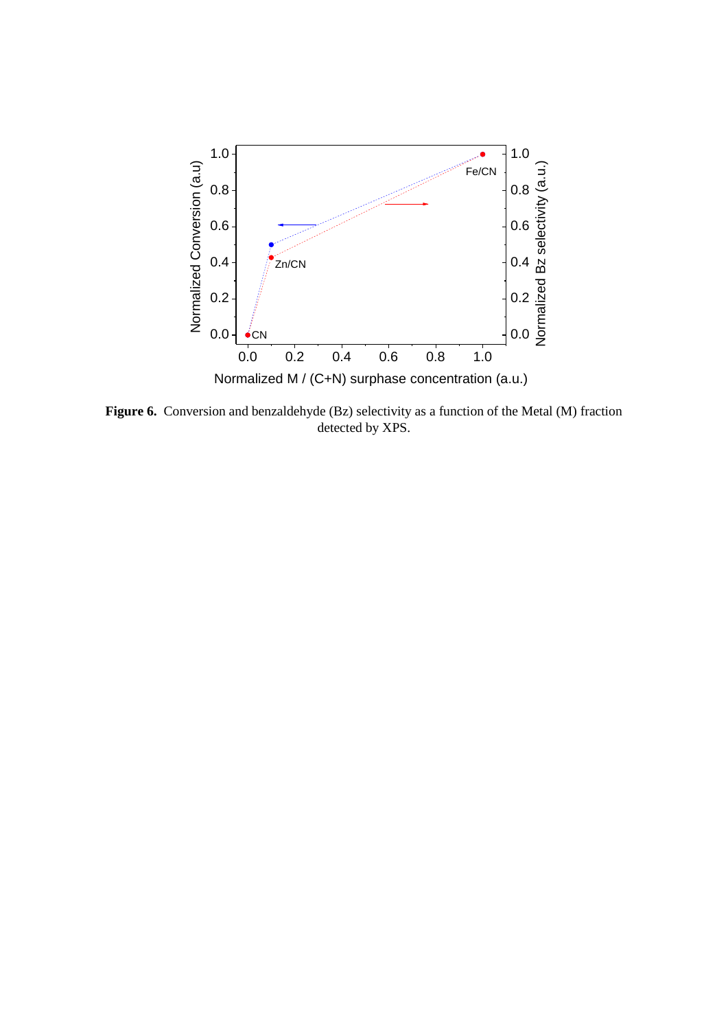Normalized Conversion (a.u)

Normalized Bz selectivity (a.u.)

Normalized M / (C+N) surphase concentration (a.u.)

1.0
0.8
0.6
0.4
0.2
0.0

0.0 0.2 0.4 0.6 0.8 1.0

CN

Zn/CN

Fe/CN

**Figure 6.** Conversion and benzaldehyde (Bz) selectivity as a function of the Metal (M) fraction detected by XPS.